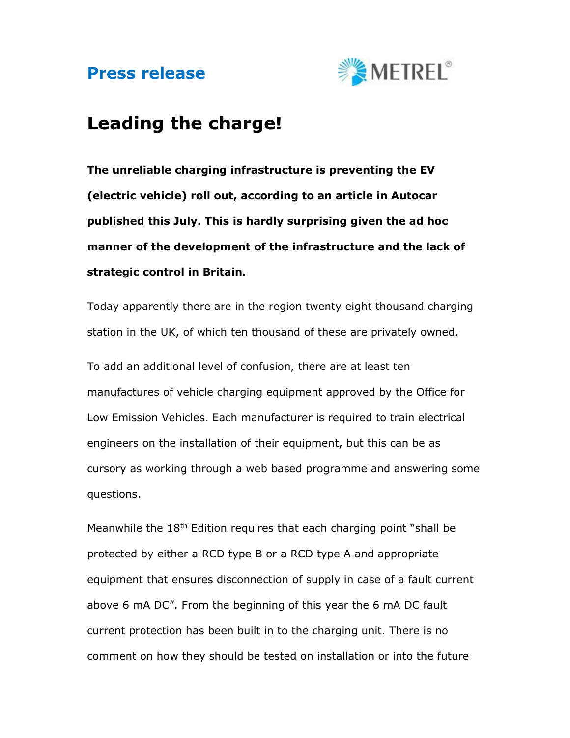# Press release

METREL®

# Leading the charge!

**The unreliable charging infrastructure is preventing the EV (electric vehicle) roll out, according to an article in Autocar published this July. This is hardly surprising given the ad hoc manner of the development of the infrastructure and the lack of strategic control in Britain.**

Today apparently there are in the region twenty eight thousand charging station in the UK, of which ten thousand of these are privately owned.

To add an additional level of confusion, there are at least ten manufactures of vehicle charging equipment approved by the Office for Low Emission Vehicles. Each manufacturer is required to train electrical engineers on the installation of their equipment, but this can be as cursory as working through a web based programme and answering some questions.

Meanwhile the 18th Edition requires that each charging point "shall be protected by either a RCD type B or a RCD type A and appropriate equipment that ensures disconnection of supply in case of a fault current above 6 mA DC". From the beginning of this year the 6 mA DC fault current protection has been built in to the charging unit. There is no comment on how they should be tested on installation or into the future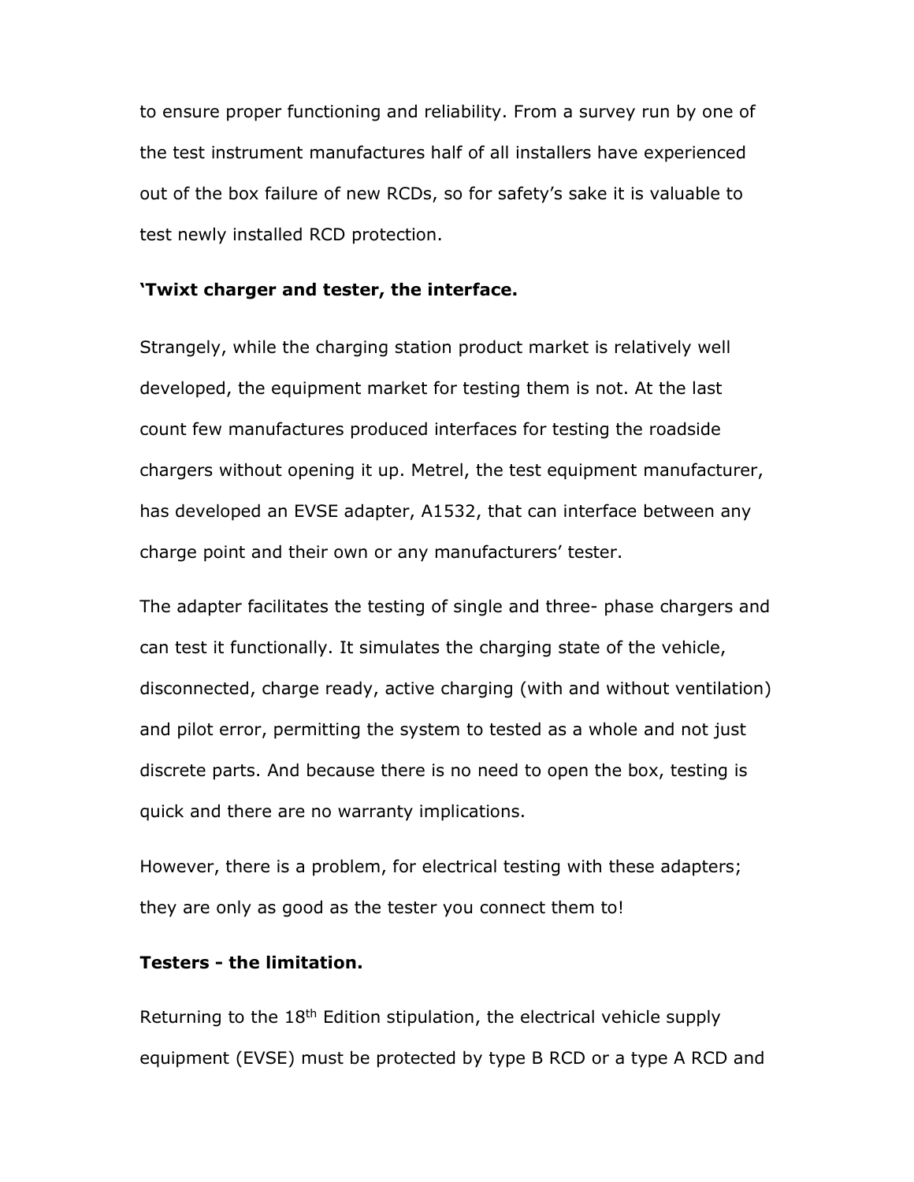to ensure proper functioning and reliability. From a survey run by one of the test instrument manufactures half of all installers have experienced out of the box failure of new RCDs, so for safety's sake it is valuable to test newly installed RCD protection.

**'Twixt charger and tester, the interface.**

Strangely, while the charging station product market is relatively well developed, the equipment market for testing them is not. At the last count few manufactures produced interfaces for testing the roadside chargers without opening it up. Metrel, the test equipment manufacturer, has developed an EVSE adapter, A1532, that can interface between any charge point and their own or any manufacturers' tester.

The adapter facilitates the testing of single and three- phase chargers and can test it functionally. It simulates the charging state of the vehicle, disconnected, charge ready, active charging (with and without ventilation) and pilot error, permitting the system to tested as a whole and not just discrete parts. And because there is no need to open the box, testing is quick and there are no warranty implications.

However, there is a problem, for electrical testing with these adapters; they are only as good as the tester you connect them to!

**Testers - the limitation.**

Returning to the 18th Edition stipulation, the electrical vehicle supply equipment (EVSE) must be protected by type B RCD or a type A RCD and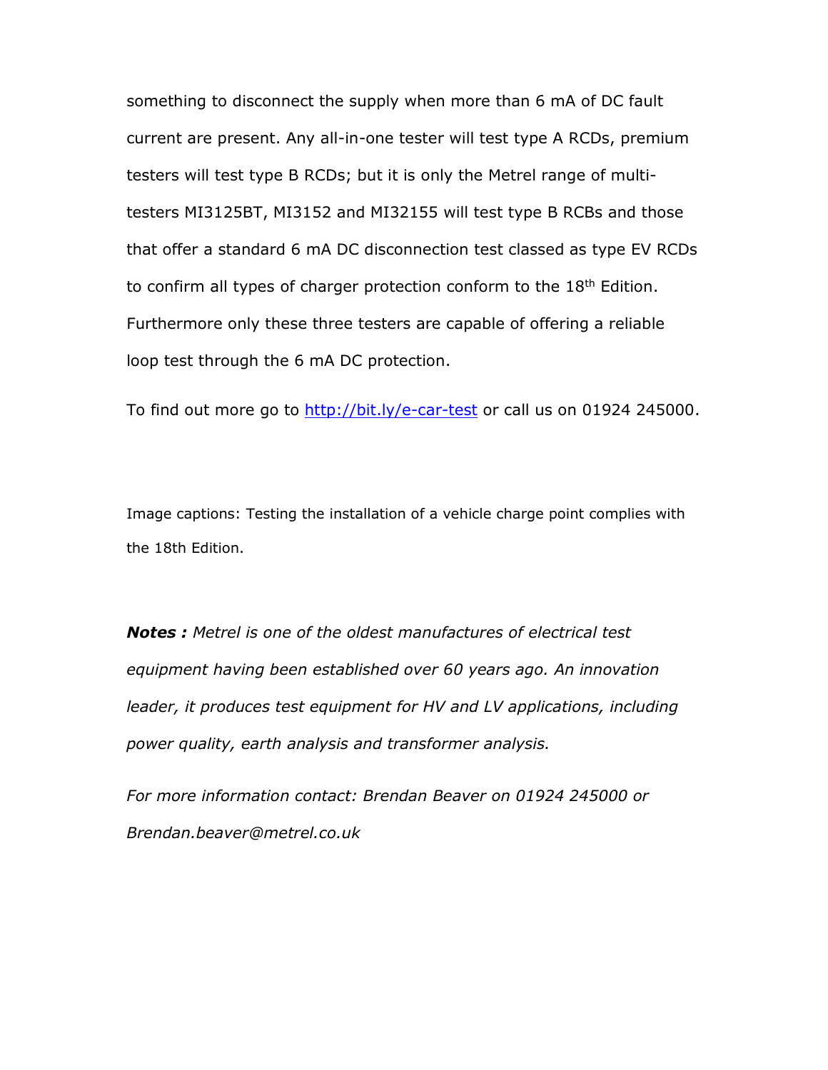something to disconnect the supply when more than 6 mA of DC fault current are present. Any all-in-one tester will test type A RCDs, premium testers will test type B RCDs; but it is only the Metrel range of multi-testers MI3125BT, MI3152 and MI32155 will test type B RCBs and those that offer a standard 6 mA DC disconnection test classed as type EV RCDs to confirm all types of charger protection conform to the 18th Edition. Furthermore only these three testers are capable of offering a reliable loop test through the 6 mA DC protection.

To find out more go to [http://bit.ly/e-car-test](http://bit.ly/e-car-test) or call us on 01924 245000.

Image captions: Testing the installation of a vehicle charge point complies with the 18th Edition.

***Notes :*** *Metrel is one of the oldest manufactures of electrical test equipment having been established over 60 years ago. An innovation leader, it produces test equipment for HV and LV applications, including power quality, earth analysis and transformer analysis.*

*For more information contact: Brendan Beaver on 01924 245000 or Brendan.beaver@metrel.co.uk*